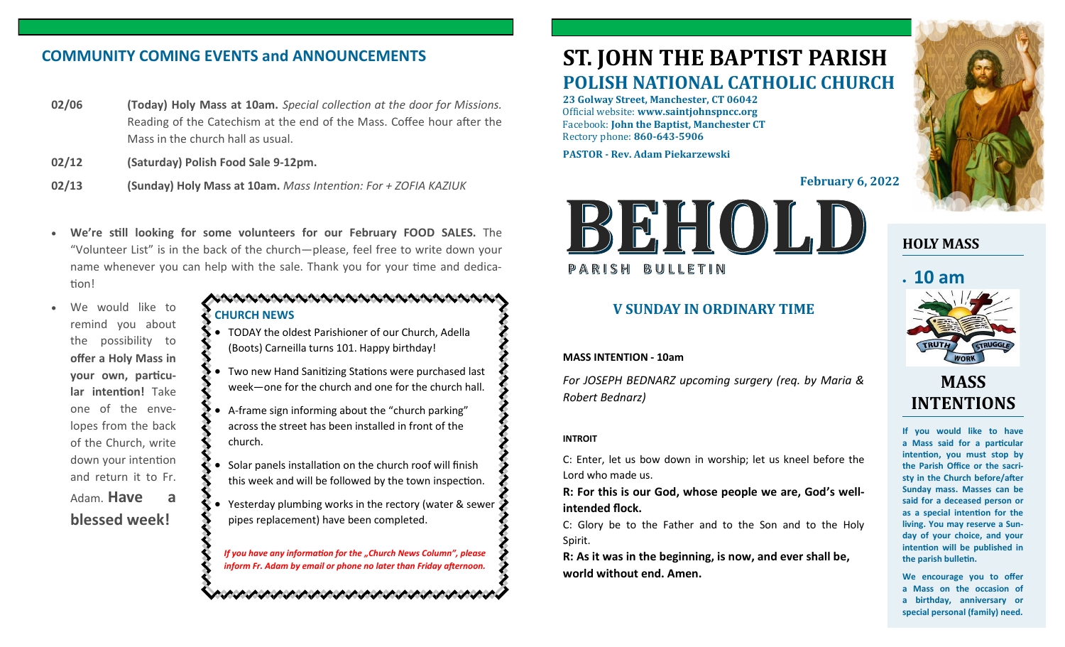## COMMUNITY COMING EVENTS and ANNOUNCEMENTS

**02/06** **(Today) Holy Mass at 10am.** *Special collection at the door for Missions.* Reading of the Catechism at the end of the Mass. Coffee hour after the Mass in the church hall as usual.

**02/12** **(Saturday) Polish Food Sale 9-12pm.**

**02/13** **(Sunday) Holy Mass at 10am.** *Mass Intention: For + ZOFIA KAZIUK*

- **We're still looking for some volunteers for our February FOOD SALES.** The "Volunteer List" is in the back of the church—please, feel free to write down your name whenever you can help with the sale. Thank you for your time and dedication!
- We would like to remind you about the possibility to **offer a Holy Mass in your own, particular intention!** Take one of the envelopes from the back of the Church, write down your intention and return it to Fr. Adam. **Have a blessed week!**

### CHURCH NEWS

- TODAY the oldest Parishioner of our Church, Adella (Boots) Carneilla turns 101. Happy birthday!
- Two new Hand Sanitizing Stations were purchased last week—one for the church and one for the church hall.
- A-frame sign informing about the "church parking" across the street has been installed in front of the church.
- Solar panels installation on the church roof will finish this week and will be followed by the town inspection.
- Yesterday plumbing works in the rectory (water & sewer pipes replacement) have been completed.

*If you have any information for the „Church News Column", please inform Fr. Adam by email or phone no later than Friday afternoon.*

# ST. JOHN THE BAPTIST PARISH
## POLISH NATIONAL CATHOLIC CHURCH

**23 Golway Street, Manchester, CT 06042**
Official website: **www.saintjohnspncc.org**
Facebook: **John the Baptist, Manchester CT**
Rectory phone: **860-643-5906**

**PASTOR - Rev. Adam Piekarzewski**

**February 6, 2022**

# BEHOLD
PARISH BULLETIN

## V SUNDAY IN ORDINARY TIME

**MASS INTENTION - 10am**

*For JOSEPH BEDNARZ upcoming surgery (req. by Maria & Robert Bednarz)*

**INTROIT**

C: Enter, let us bow down in worship; let us kneel before the Lord who made us.

**R: For this is our God, whose people we are, God's well-intended flock.**

C: Glory be to the Father and to the Son and to the Holy Spirit.

**R: As it was in the beginning, is now, and ever shall be, world without end. Amen.**

### HOLY MASS

- **10 am**

### MASS INTENTIONS

**If you would like to have a Mass said for a particular intention, you must stop by the Parish Office or the sacristy in the Church before/after Sunday mass. Masses can be said for a deceased person or as a special intention for the living. You may reserve a Sunday of your choice, and your intention will be published in the parish bulletin.**

**We encourage you to offer a Mass on the occasion of a birthday, anniversary or special personal (family) need.**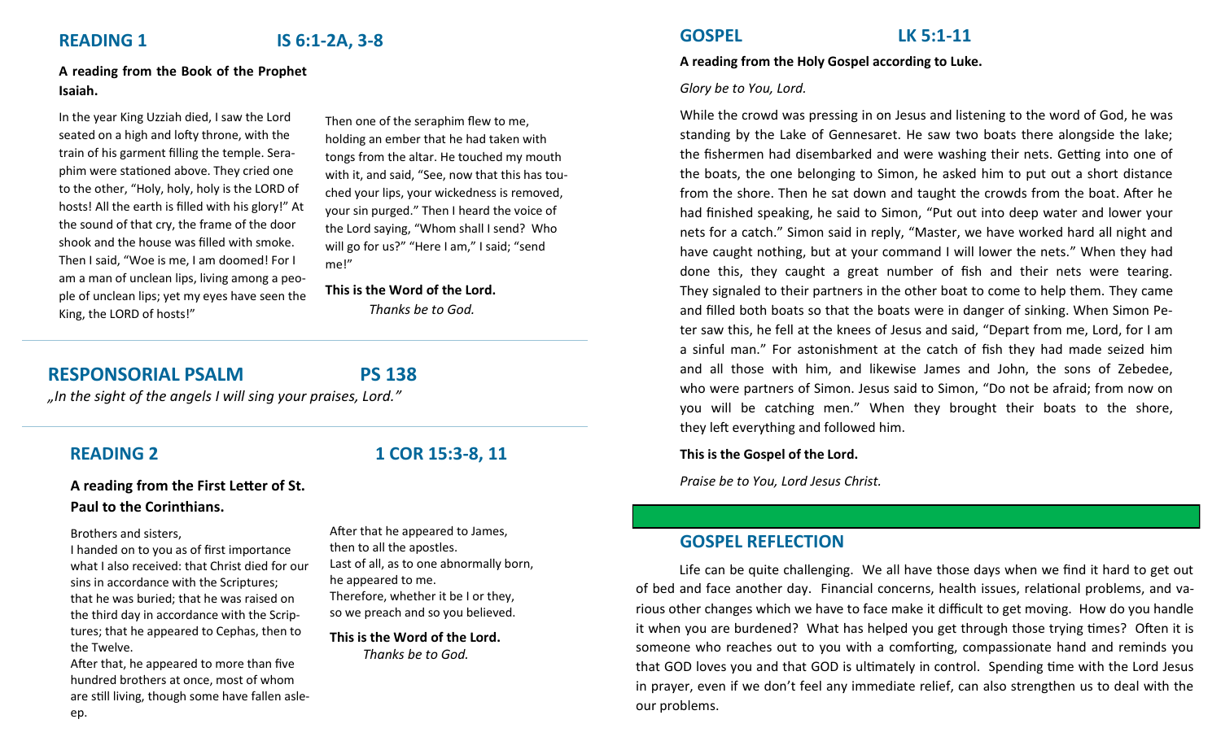## READING 1 IS 6:1-2A, 3-8

**A reading from the Book of the Prophet Isaiah.**

In the year King Uzziah died, I saw the Lord seated on a high and lofty throne, with the train of his garment filling the temple. Seraphim were stationed above. They cried one to the other, "Holy, holy, holy is the LORD of hosts! All the earth is filled with his glory!" At the sound of that cry, the frame of the door shook and the house was filled with smoke. Then I said, "Woe is me, I am doomed! For I am a man of unclean lips, living among a people of unclean lips; yet my eyes have seen the King, the LORD of hosts!"

Then one of the seraphim flew to me, holding an ember that he had taken with tongs from the altar. He touched my mouth with it, and said, "See, now that this has touched your lips, your wickedness is removed, your sin purged." Then I heard the voice of the Lord saying, "Whom shall I send? Who will go for us?" "Here I am," I said; "send me!"

**This is the Word of the Lord.**

*Thanks be to God.*

## RESPONSORIAL PSALM PS 138

*„In the sight of the angels I will sing your praises, Lord."*

## READING 2 1 COR 15:3-8, 11

**A reading from the First Letter of St. Paul to the Corinthians.**

Brothers and sisters,
I handed on to you as of first importance what I also received: that Christ died for our sins in accordance with the Scriptures; that he was buried; that he was raised on the third day in accordance with the Scriptures; that he appeared to Cephas, then to the Twelve.
After that, he appeared to more than five hundred brothers at once, most of whom are still living, though some have fallen asleep.
After that he appeared to James,
then to all the apostles.
Last of all, as to one abnormally born,
he appeared to me.
Therefore, whether it be I or they,
so we preach and so you believed.

**This is the Word of the Lord.**

*Thanks be to God.*

## GOSPEL LK 5:1-11

**A reading from the Holy Gospel according to Luke.**

*Glory be to You, Lord.*

While the crowd was pressing in on Jesus and listening to the word of God, he was standing by the Lake of Gennesaret. He saw two boats there alongside the lake; the fishermen had disembarked and were washing their nets. Getting into one of the boats, the one belonging to Simon, he asked him to put out a short distance from the shore. Then he sat down and taught the crowds from the boat. After he had finished speaking, he said to Simon, "Put out into deep water and lower your nets for a catch." Simon said in reply, "Master, we have worked hard all night and have caught nothing, but at your command I will lower the nets." When they had done this, they caught a great number of fish and their nets were tearing. They signaled to their partners in the other boat to come to help them. They came and filled both boats so that the boats were in danger of sinking. When Simon Peter saw this, he fell at the knees of Jesus and said, "Depart from me, Lord, for I am a sinful man." For astonishment at the catch of fish they had made seized him and all those with him, and likewise James and John, the sons of Zebedee, who were partners of Simon. Jesus said to Simon, "Do not be afraid; from now on you will be catching men." When they brought their boats to the shore, they left everything and followed him.

**This is the Gospel of the Lord.**

*Praise be to You, Lord Jesus Christ.*

## GOSPEL REFLECTION

Life can be quite challenging. We all have those days when we find it hard to get out of bed and face another day. Financial concerns, health issues, relational problems, and various other changes which we have to face make it difficult to get moving. How do you handle it when you are burdened? What has helped you get through those trying times? Often it is someone who reaches out to you with a comforting, compassionate hand and reminds you that GOD loves you and that GOD is ultimately in control. Spending time with the Lord Jesus in prayer, even if we don't feel any immediate relief, can also strengthen us to deal with the our problems.